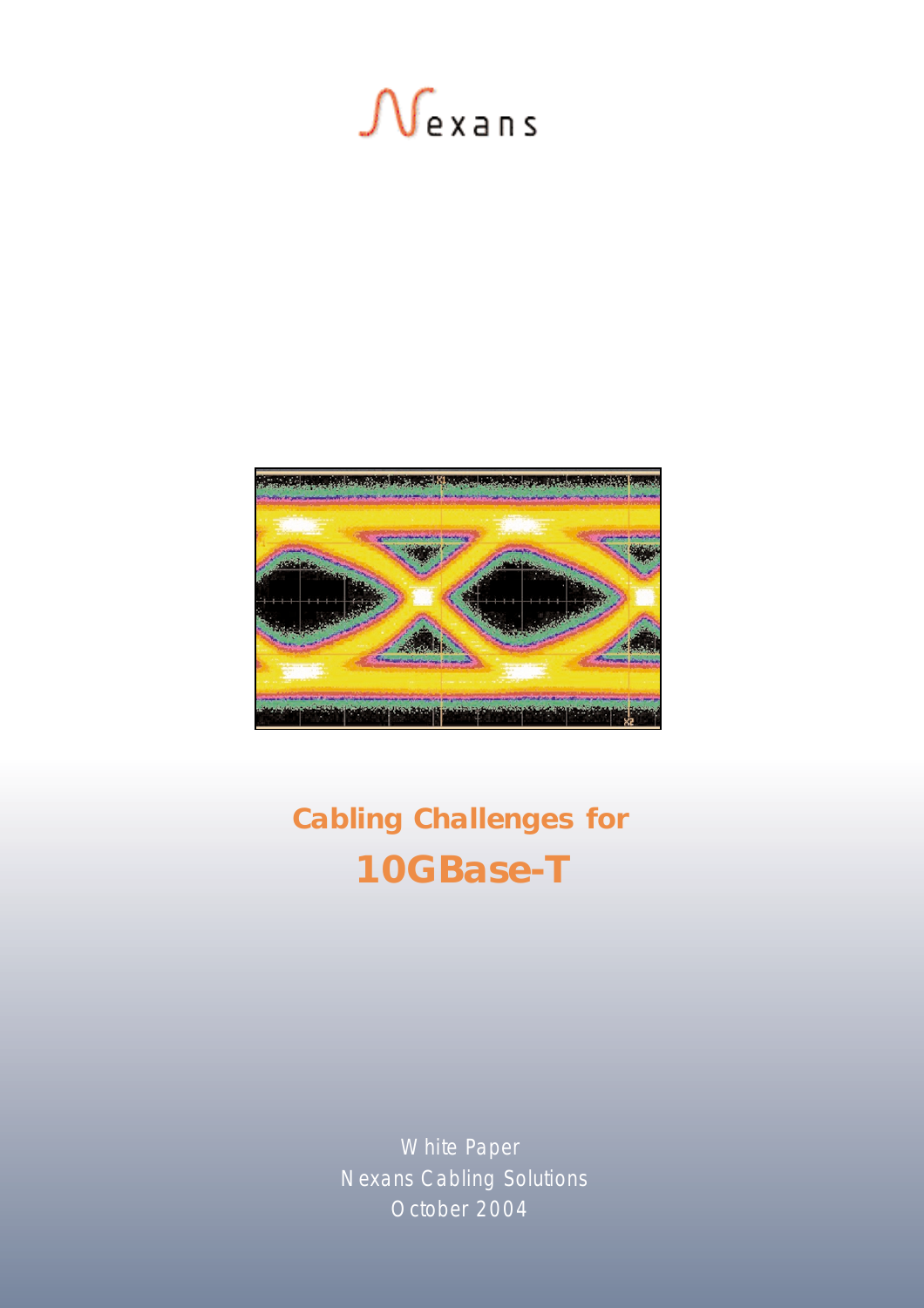Nexans

# Cabling Challenges for

# 10GBase-T

White Paper

Nexans Cabling Solutions

October 2004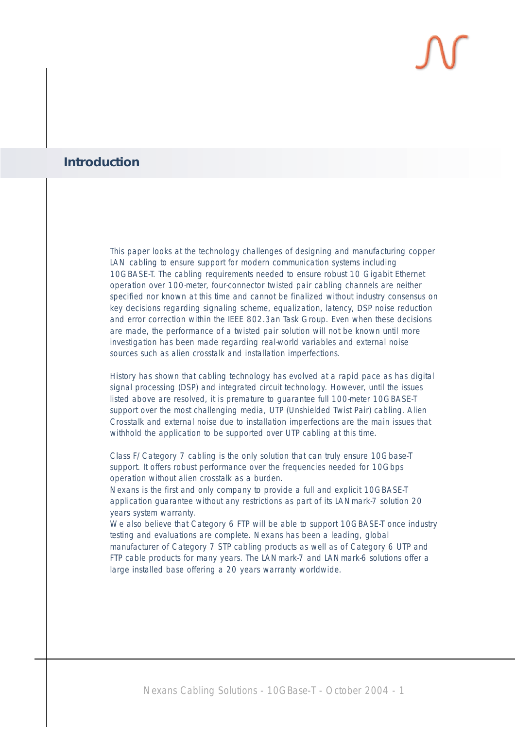## Introduction

This paper looks at the technology challenges of designing and manufacturing copper LAN cabling to ensure support for modern communication systems including 10GBASE-T. The cabling requirements needed to ensure robust 10 Gigabit Ethernet operation over 100-meter, four-connector twisted pair cabling channels are neither specified nor known at this time and cannot be finalized without industry consensus on key decisions regarding signaling scheme, equalization, latency, DSP noise reduction and error correction within the IEEE 802.3an Task Group. Even when these decisions are made, the performance of a twisted pair solution will not be known until more investigation has been made regarding real-world variables and external noise sources such as alien crosstalk and installation imperfections.

History has shown that cabling technology has evolved at a rapid pace as has digital signal processing (DSP) and integrated circuit technology. However, until the issues listed above are resolved, it is premature to guarantee full 100-meter 10GBASE-T support over the most challenging media, UTP (Unshielded Twist Pair) cabling. Alien Crosstalk and external noise due to installation imperfections are the main issues that withhold the application to be supported over UTP cabling at this time.

Class F/Category 7 cabling is the only solution that can truly ensure 10Gbase-T support. It offers robust performance over the frequencies needed for 10Gbps operation without alien crosstalk as a burden.
Nexans is the first and only company to provide a full and explicit 10GBASE-T application guarantee without any restrictions as part of its LANmark-7 solution 20 years system warranty.
We also believe that Category 6 FTP will be able to support 10GBASE-T once industry testing and evaluations are complete. Nexans has been a leading, global manufacturer of Category 7 STP cabling products as well as of Category 6 UTP and FTP cable products for many years. The LANmark-7 and LANmark-6 solutions offer a large installed base offering a 20 years warranty worldwide.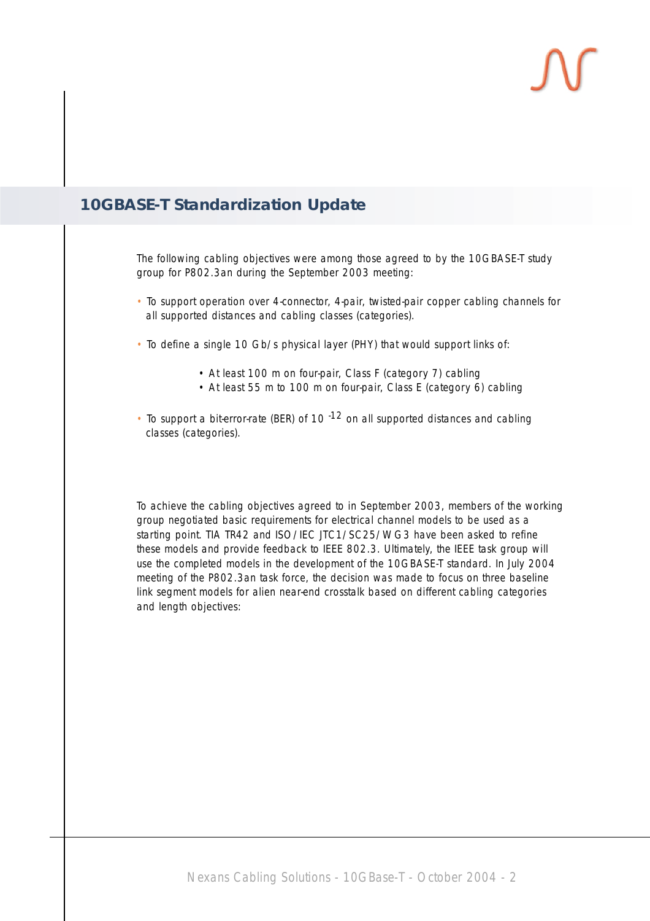## 10GBASE-T Standardization Update

The following cabling objectives were among those agreed to by the 10GBASE-T study group for P802.3an during the September 2003 meeting:

- To support operation over 4-connector, 4-pair, twisted-pair copper cabling channels for all supported distances and cabling classes (categories).
- To define a single 10 Gb/s physical layer (PHY) that would support links of:
  - At least 100 m on four-pair, Class F (category 7) cabling
  - At least 55 m to 100 m on four-pair, Class E (category 6) cabling
- To support a bit-error-rate (BER) of $10^{-12}$ on all supported distances and cabling classes (categories).

To achieve the cabling objectives agreed to in September 2003, members of the working group negotiated basic requirements for electrical channel models to be used as a starting point. TIA TR42 and ISO/IEC JTC1/SC25/WG3 have been asked to refine these models and provide feedback to IEEE 802.3. Ultimately, the IEEE task group will use the completed models in the development of the 10GBASE-T standard. In July 2004 meeting of the P802.3an task force, the decision was made to focus on three baseline link segment models for alien near-end crosstalk based on different cabling categories and length objectives: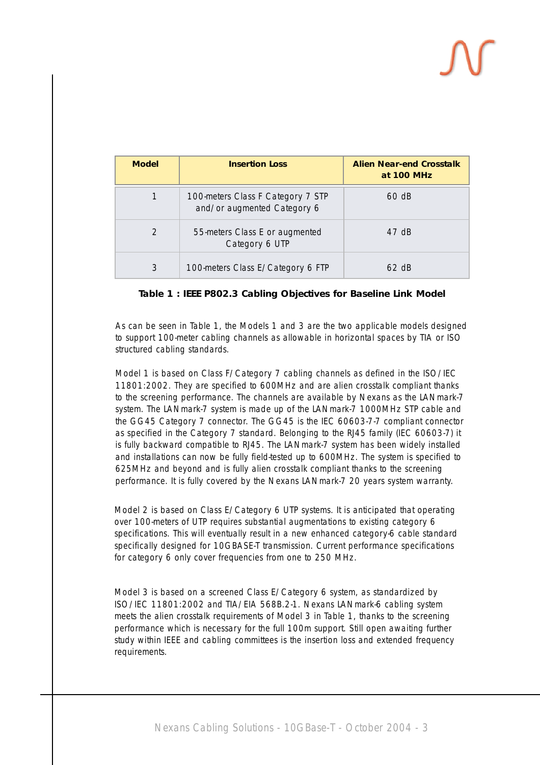| Model | Insertion Loss | Alien Near-end Crosstalk at 100 MHz |
| --- | --- | --- |
| 1 | 100-meters Class F Category 7 STP and/or augmented Category 6 | 60 dB |
| 2 | 55-meters Class E or augmented Category 6 UTP | 47 dB |
| 3 | 100-meters Class E/Category 6 FTP | 62 dB |

**Table 1 : IEEE P802.3 Cabling Objectives for Baseline Link Model**

As can be seen in Table 1, the Models 1 and 3 are the two applicable models designed to support 100-meter cabling channels as allowable in horizontal spaces by TIA or ISO structured cabling standards.

Model 1 is based on Class F/Category 7 cabling channels as defined in the ISO/IEC 11801:2002. They are specified to 600MHz and are alien crosstalk compliant thanks to the screening performance. The channels are available by Nexans as the LANmark-7 system. The LANmark-7 system is made up of the LANmark-7 1000MHz STP cable and the GG45 Category 7 connector. The GG45 is the IEC 60603-7-7 compliant connector as specified in the Category 7 standard. Belonging to the RJ45 family (IEC 60603-7) it is fully backward compatible to RJ45. The LANmark-7 system has been widely installed and installations can now be fully field-tested up to 600MHz. The system is specified to 625MHz and beyond and is fully alien crosstalk compliant thanks to the screening performance. It is fully covered by the Nexans LANmark-7 20 years system warranty.

Model 2 is based on Class E/Category 6 UTP systems. It is anticipated that operating over 100-meters of UTP requires substantial augmentations to existing category 6 specifications. This will eventually result in a new enhanced category-6 cable standard specifically designed for 10GBASE-T transmission. Current performance specifications for category 6 only cover frequencies from one to 250 MHz.

Model 3 is based on a screened Class E/Category 6 system, as standardized by ISO/IEC 11801:2002 and TIA/EIA 568B.2-1. Nexans LANmark-6 cabling system meets the alien crosstalk requirements of Model 3 in Table 1, thanks to the screening performance which is necessary for the full 100m support. Still open awaiting further study within IEEE and cabling committees is the insertion loss and extended frequency requirements.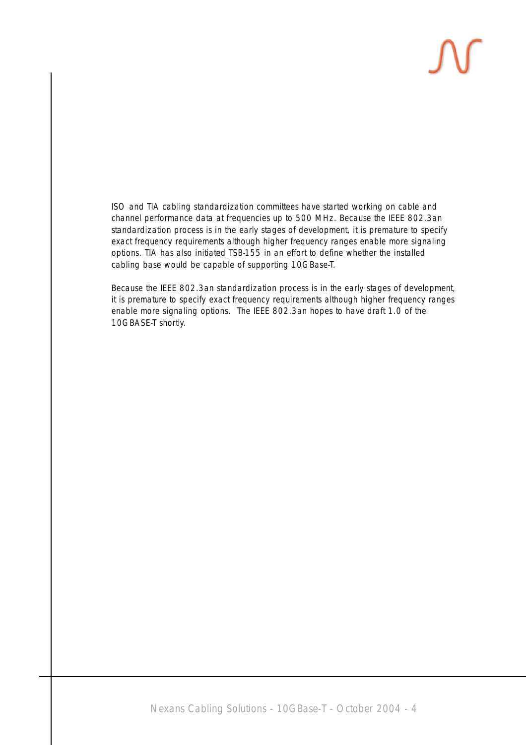ISO and TIA cabling standardization committees have started working on cable and channel performance data at frequencies up to 500 MHz. Because the IEEE 802.3an standardization process is in the early stages of development, it is premature to specify exact frequency requirements although higher frequency ranges enable more signaling options. TIA has also initiated TSB-155 in an effort to define whether the installed cabling base would be capable of supporting 10GBase-T.

Because the IEEE 802.3an standardization process is in the early stages of development, it is premature to specify exact frequency requirements although higher frequency ranges enable more signaling options. The IEEE 802.3an hopes to have draft 1.0 of the 10GBASE-T shortly.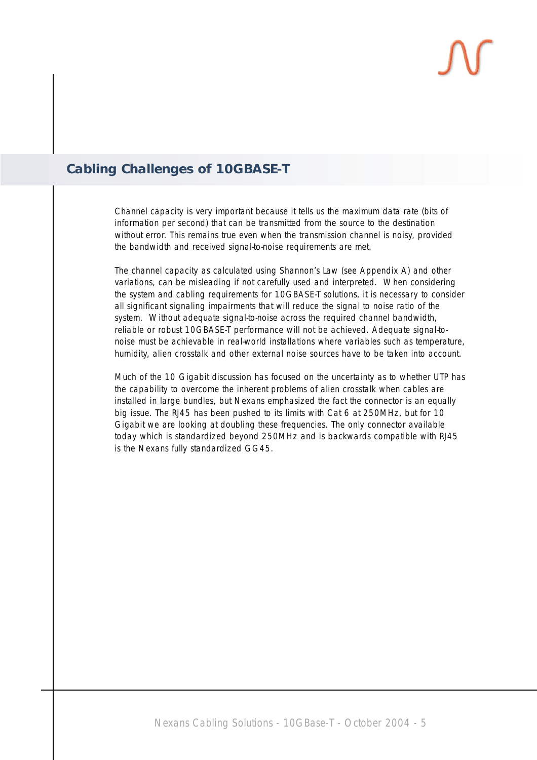## Cabling Challenges of 10GBASE-T

Channel capacity is very important because it tells us the maximum data rate (bits of information per second) that can be transmitted from the source to the destination without error. This remains true even when the transmission channel is noisy, provided the bandwidth and received signal-to-noise requirements are met.

The channel capacity as calculated using Shannon's Law (see Appendix A) and other variations, can be misleading if not carefully used and interpreted. When considering the system and cabling requirements for 10GBASE-T solutions, it is necessary to consider all significant signaling impairments that will reduce the signal to noise ratio of the system. Without adequate signal-to-noise across the required channel bandwidth, reliable or robust 10GBASE-T performance will not be achieved. Adequate signal-to-noise must be achievable in real-world installations where variables such as temperature, humidity, alien crosstalk and other external noise sources have to be taken into account.

Much of the 10 Gigabit discussion has focused on the uncertainty as to whether UTP has the capability to overcome the inherent problems of alien crosstalk when cables are installed in large bundles, but Nexans emphasized the fact the connector is an equally big issue. The RJ45 has been pushed to its limits with Cat 6 at 250MHz, but for 10 Gigabit we are looking at doubling these frequencies. The only connector available today which is standardized beyond 250MHz and is backwards compatible with RJ45 is the Nexans fully standardized GG45.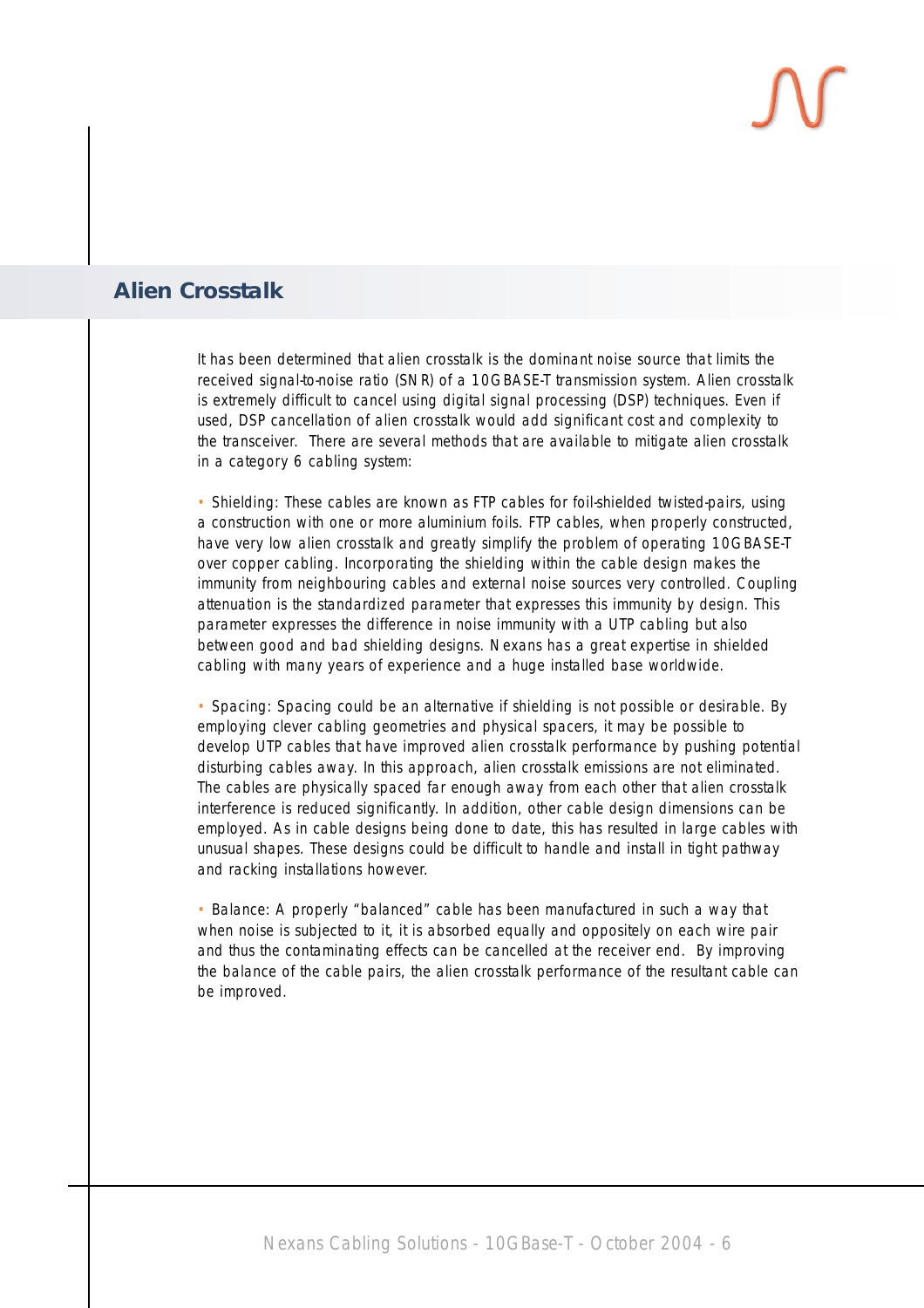## Alien Crosstalk

It has been determined that alien crosstalk is the dominant noise source that limits the received signal-to-noise ratio (SNR) of a 10GBASE-T transmission system. Alien crosstalk is extremely difficult to cancel using digital signal processing (DSP) techniques. Even if used, DSP cancellation of alien crosstalk would add significant cost and complexity to the transceiver. There are several methods that are available to mitigate alien crosstalk in a category 6 cabling system:

- Shielding: These cables are known as FTP cables for foil-shielded twisted-pairs, using a construction with one or more aluminium foils. FTP cables, when properly constructed, have very low alien crosstalk and greatly simplify the problem of operating 10GBASE-T over copper cabling. Incorporating the shielding within the cable design makes the immunity from neighbouring cables and external noise sources very controlled. Coupling attenuation is the standardized parameter that expresses this immunity by design. This parameter expresses the difference in noise immunity with a UTP cabling but also between good and bad shielding designs. Nexans has a great expertise in shielded cabling with many years of experience and a huge installed base worldwide.

- Spacing: Spacing could be an alternative if shielding is not possible or desirable. By employing clever cabling geometries and physical spacers, it may be possible to develop UTP cables that have improved alien crosstalk performance by pushing potential disturbing cables away. In this approach, alien crosstalk emissions are not eliminated. The cables are physically spaced far enough away from each other that alien crosstalk interference is reduced significantly. In addition, other cable design dimensions can be employed. As in cable designs being done to date, this has resulted in large cables with unusual shapes. These designs could be difficult to handle and install in tight pathway and racking installations however.

- Balance: A properly “balanced” cable has been manufactured in such a way that when noise is subjected to it, it is absorbed equally and oppositely on each wire pair and thus the contaminating effects can be cancelled at the receiver end. By improving the balance of the cable pairs, the alien crosstalk performance of the resultant cable can be improved.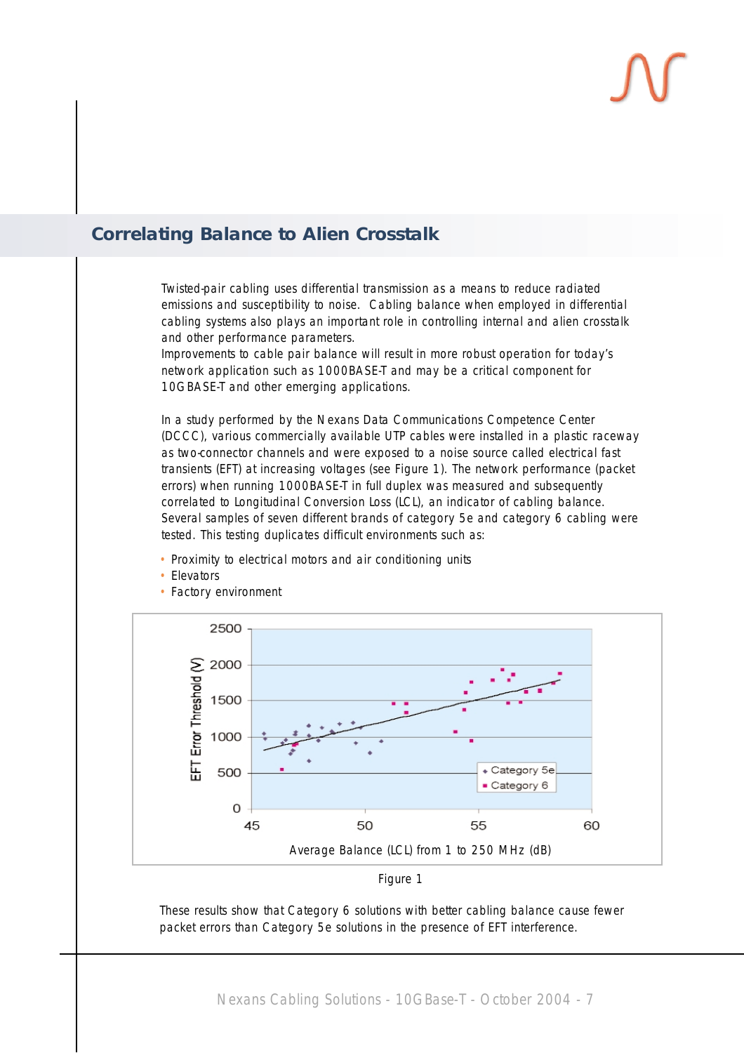## Correlating Balance to Alien Crosstalk

Twisted-pair cabling uses differential transmission as a means to reduce radiated emissions and susceptibility to noise. Cabling balance when employed in differential cabling systems also plays an important role in controlling internal and alien crosstalk and other performance parameters.
Improvements to cable pair balance will result in more robust operation for today's network application such as 1000BASE-T and may be a critical component for 10GBASE-T and other emerging applications.

In a study performed by the Nexans Data Communications Competence Center (DCCC), various commercially available UTP cables were installed in a plastic raceway as two-connector channels and were exposed to a noise source called electrical fast transients (EFT) at increasing voltages (see Figure 1). The network performance (packet errors) when running 1000BASE-T in full duplex was measured and subsequently correlated to Longitudinal Conversion Loss (LCL), an indicator of cabling balance. Several samples of seven different brands of category 5e and category 6 cabling were tested. This testing duplicates difficult environments such as:

- Proximity to electrical motors and air conditioning units
- Elevators
- Factory environment

Figure 1

These results show that Category 6 solutions with better cabling balance cause fewer packet errors than Category 5e solutions in the presence of EFT interference.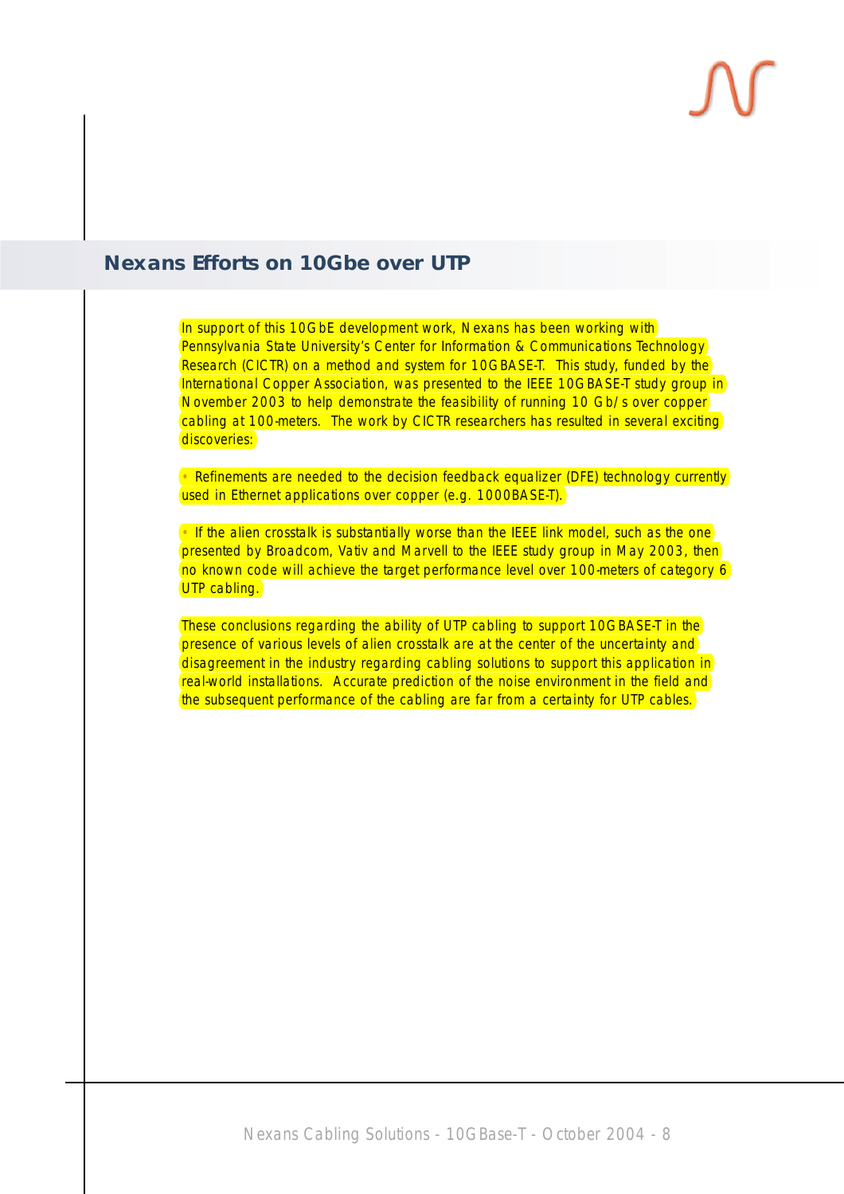## Nexans Efforts on 10Gbe over UTP

In support of this 10GbE development work, Nexans has been working with Pennsylvania State University's Center for Information & Communications Technology Research (CICTR) on a method and system for 10GBASE-T. This study, funded by the International Copper Association, was presented to the IEEE 10GBASE-T study group in November 2003 to help demonstrate the feasibility of running 10 Gb/s over copper cabling at 100-meters. The work by CICTR researchers has resulted in several exciting discoveries:

- Refinements are needed to the decision feedback equalizer (DFE) technology currently used in Ethernet applications over copper (e.g. 1000BASE-T).

- If the alien crosstalk is substantially worse than the IEEE link model, such as the one presented by Broadcom, Vativ and Marvell to the IEEE study group in May 2003, then no known code will achieve the target performance level over 100-meters of category 6 UTP cabling.

These conclusions regarding the ability of UTP cabling to support 10GBASE-T in the presence of various levels of alien crosstalk are at the center of the uncertainty and disagreement in the industry regarding cabling solutions to support this application in real-world installations. Accurate prediction of the noise environment in the field and the subsequent performance of the cabling are far from a certainty for UTP cables.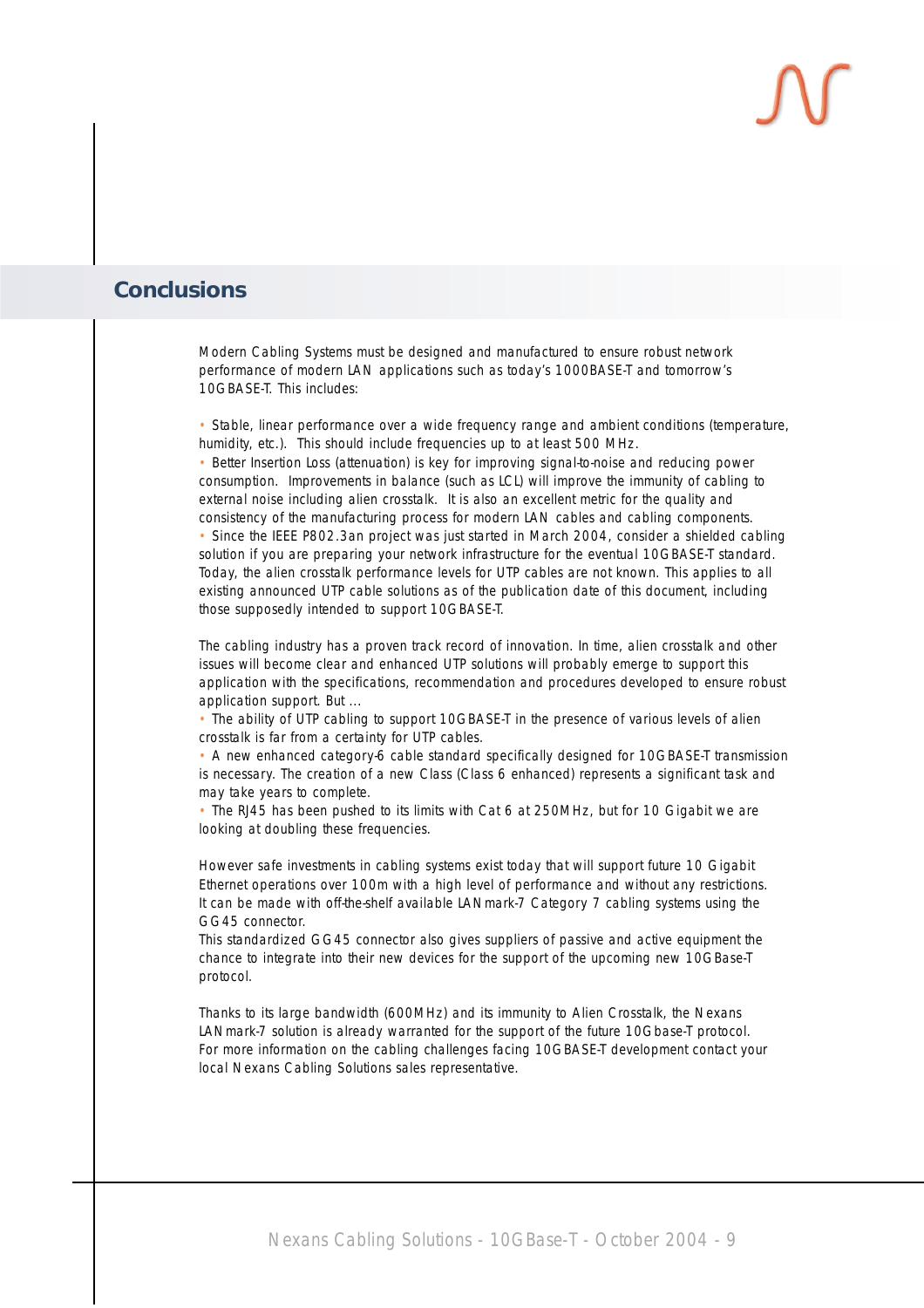## Conclusions

Modern Cabling Systems must be designed and manufactured to ensure robust network performance of modern LAN applications such as today's 1000BASE-T and tomorrow's 10GBASE-T. This includes:

- Stable, linear performance over a wide frequency range and ambient conditions (temperature, humidity, etc.). This should include frequencies up to at least 500 MHz.
- Better Insertion Loss (attenuation) is key for improving signal-to-noise and reducing power consumption. Improvements in balance (such as LCL) will improve the immunity of cabling to external noise including alien crosstalk. It is also an excellent metric for the quality and consistency of the manufacturing process for modern LAN cables and cabling components.
- Since the IEEE P802.3an project was just started in March 2004, consider a shielded cabling solution if you are preparing your network infrastructure for the eventual 10GBASE-T standard. Today, the alien crosstalk performance levels for UTP cables are not known. This applies to all existing announced UTP cable solutions as of the publication date of this document, including those supposedly intended to support 10GBASE-T.

The cabling industry has a proven track record of innovation. In time, alien crosstalk and other issues will become clear and enhanced UTP solutions will probably emerge to support this application with the specifications, recommendation and procedures developed to ensure robust application support. But ...

- The ability of UTP cabling to support 10GBASE-T in the presence of various levels of alien crosstalk is far from a certainty for UTP cables.
- A new enhanced category-6 cable standard specifically designed for 10GBASE-T transmission is necessary. The creation of a new Class (Class 6 enhanced) represents a significant task and may take years to complete.
- The RJ45 has been pushed to its limits with Cat 6 at 250MHz, but for 10 Gigabit we are looking at doubling these frequencies.

However safe investments in cabling systems exist today that will support future 10 Gigabit Ethernet operations over 100m with a high level of performance and without any restrictions. It can be made with off-the-shelf available LANmark-7 Category 7 cabling systems using the GG45 connector.
This standardized GG45 connector also gives suppliers of passive and active equipment the chance to integrate into their new devices for the support of the upcoming new 10GBase-T protocol.

Thanks to its large bandwidth (600MHz) and its immunity to Alien Crosstalk, the Nexans LANmark-7 solution is already warranted for the support of the future 10Gbase-T protocol.
For more information on the cabling challenges facing 10GBASE-T development contact your local Nexans Cabling Solutions sales representative.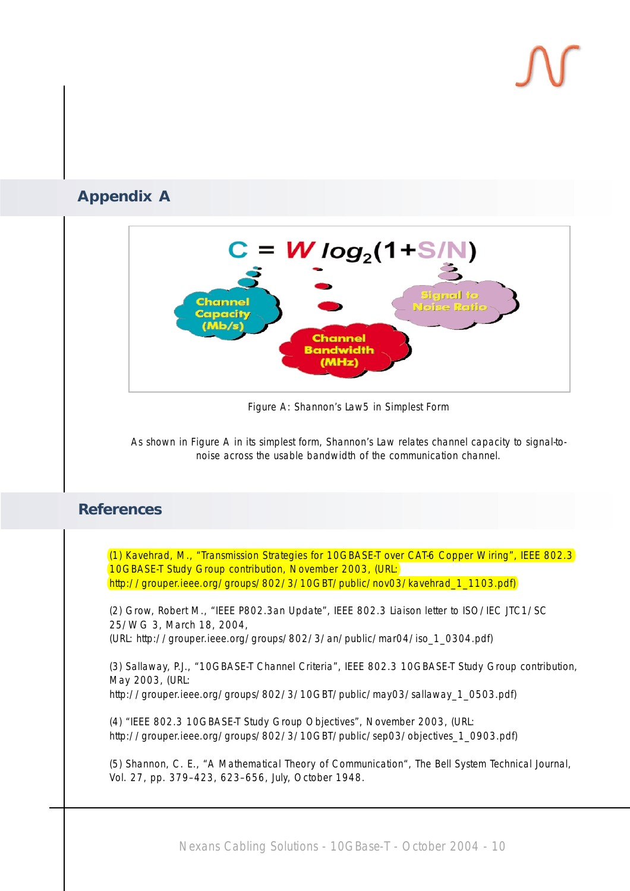## Appendix A

$$C = W \log_2(1+S/N)$$

Channel Capacity (Mb/s)

Channel Bandwidth (MHz)

Signal to Noise Ratio

Figure A: Shannon's Law5 in Simplest Form

As shown in Figure A in its simplest form, Shannon's Law relates channel capacity to signal-to-noise across the usable bandwidth of the communication channel.

## References

(1) Kavehrad, M., "Transmission Strategies for 10GBASE-T over CAT-6 Copper Wiring", IEEE 802.3 10GBASE-T Study Group contribution, November 2003, (URL: http://grouper.ieee.org/groups/802/3/10GBT/public/nov03/kavehrad_1_1103.pdf)

(2) Grow, Robert M., "IEEE P802.3an Update", IEEE 802.3 Liaison letter to ISO/IEC JTC1/SC 25/WG 3, March 18, 2004, (URL: http://grouper.ieee.org/groups/802/3/an/public/mar04/iso_1_0304.pdf)

(3) Sallaway, P.J., "10GBASE-T Channel Criteria", IEEE 802.3 10GBASE-T Study Group contribution, May 2003, (URL: http://grouper.ieee.org/groups/802/3/10GBT/public/may03/sallaway_1_0503.pdf)

(4) "IEEE 802.3 10GBASE-T Study Group Objectives", November 2003, (URL: http://grouper.ieee.org/groups/802/3/10GBT/public/sep03/objectives_1_0903.pdf)

(5) Shannon, C. E., "A Mathematical Theory of Communication", The Bell System Technical Journal, Vol. 27, pp. 379–423, 623–656, July, October 1948.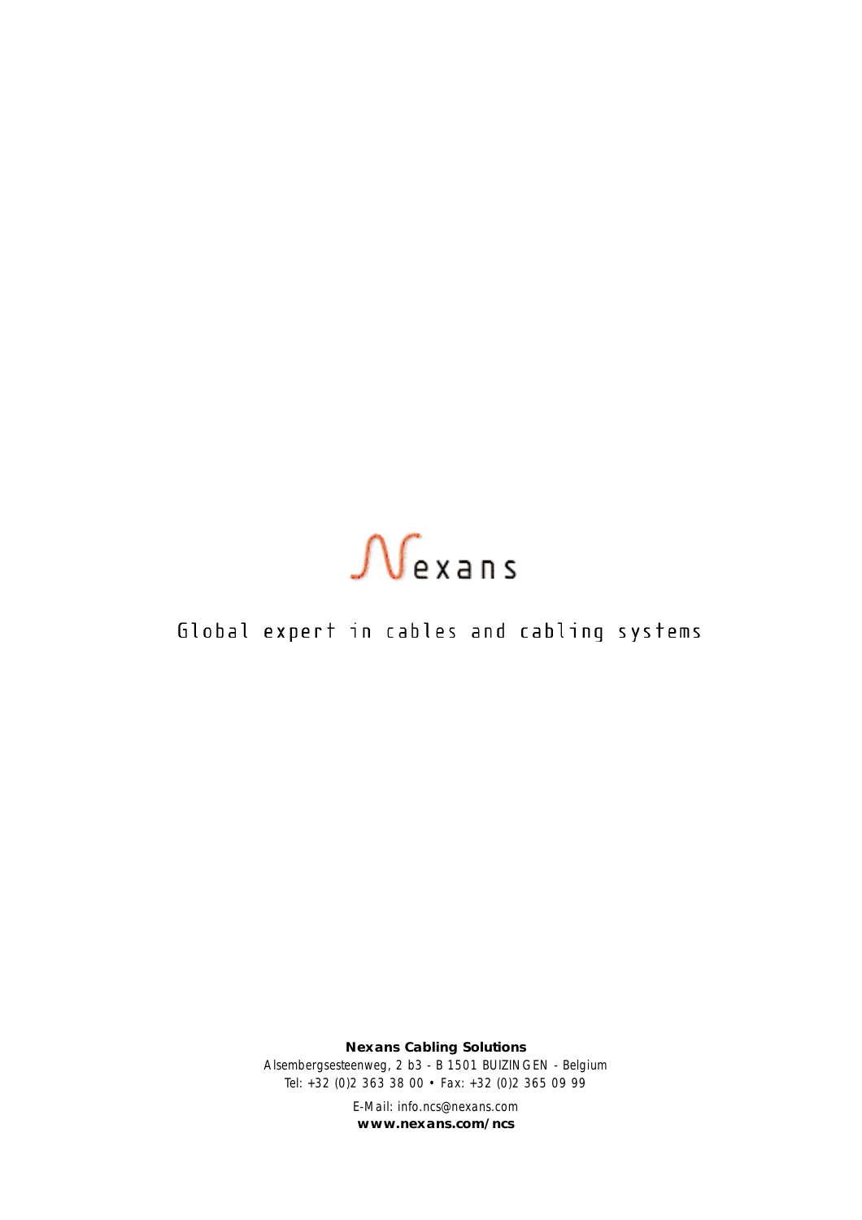Nexans

Global expert in cables and cabling systems

**Nexans Cabling Solutions**
Alsembergsesteenweg, 2 b3 - B 1501 BUIZINGEN - Belgium
Tel: +32 (0)2 363 38 00 • Fax: +32 (0)2 365 09 99

E-Mail: info.ncs@nexans.com
**www.nexans.com/ncs**